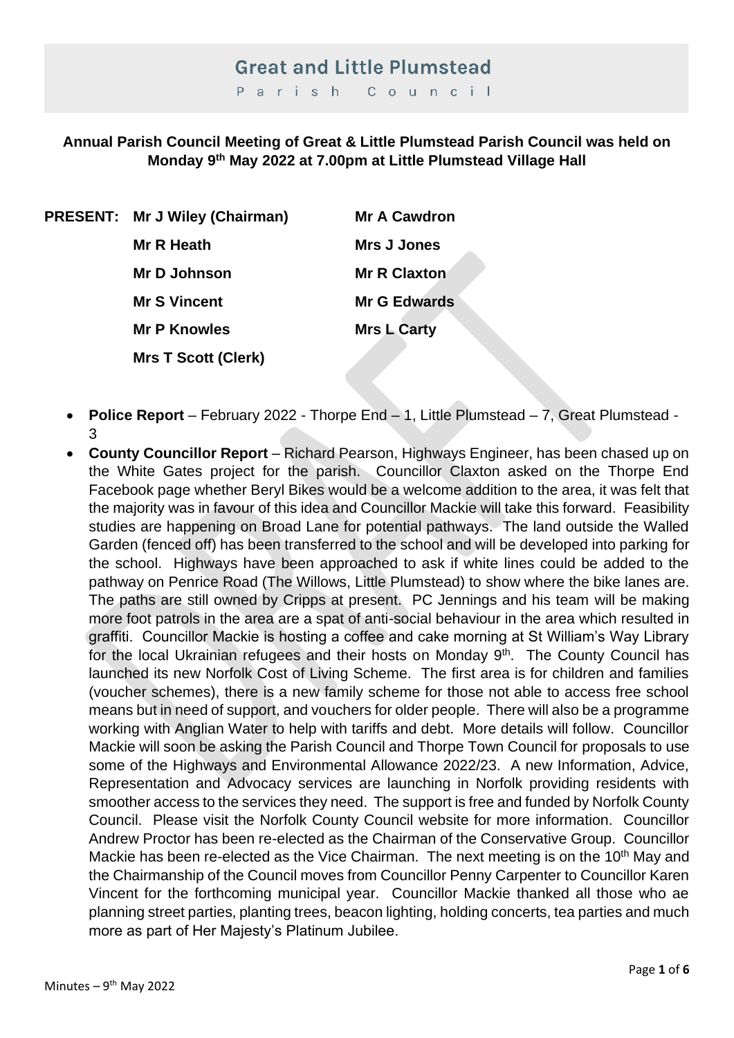# Great and Little Plumstead

Parish Council

**Annual Parish Council Meeting of Great & Little Plumstead Parish Council was held on Monday 9th May 2022 at 7.00pm at Little Plumstead Village Hall**

| **PRESENT:** | **Mr J Wiley (Chairman)** | **Mr A Cawdron** |
|---|---|---|
| | **Mr R Heath** | **Mrs J Jones** |
| | **Mr D Johnson** | **Mr R Claxton** |
| | **Mr S Vincent** | **Mr G Edwards** |
| | **Mr P Knowles** | **Mrs L Carty** |
| | **Mrs T Scott (Clerk)** | |

- **Police Report** – February 2022 - Thorpe End – 1, Little Plumstead – 7, Great Plumstead - 3
- **County Councillor Report** – Richard Pearson, Highways Engineer, has been chased up on the White Gates project for the parish. Councillor Claxton asked on the Thorpe End Facebook page whether Beryl Bikes would be a welcome addition to the area, it was felt that the majority was in favour of this idea and Councillor Mackie will take this forward. Feasibility studies are happening on Broad Lane for potential pathways. The land outside the Walled Garden (fenced off) has been transferred to the school and will be developed into parking for the school. Highways have been approached to ask if white lines could be added to the pathway on Penrice Road (The Willows, Little Plumstead) to show where the bike lanes are. The paths are still owned by Cripps at present. PC Jennings and his team will be making more foot patrols in the area are a spat of anti-social behaviour in the area which resulted in graffiti. Councillor Mackie is hosting a coffee and cake morning at St William's Way Library for the local Ukrainian refugees and their hosts on Monday 9th. The County Council has launched its new Norfolk Cost of Living Scheme. The first area is for children and families (voucher schemes), there is a new family scheme for those not able to access free school means but in need of support, and vouchers for older people. There will also be a programme working with Anglian Water to help with tariffs and debt. More details will follow. Councillor Mackie will soon be asking the Parish Council and Thorpe Town Council for proposals to use some of the Highways and Environmental Allowance 2022/23. A new Information, Advice, Representation and Advocacy services are launching in Norfolk providing residents with smoother access to the services they need. The support is free and funded by Norfolk County Council. Please visit the Norfolk County Council website for more information. Councillor Andrew Proctor has been re-elected as the Chairman of the Conservative Group. Councillor Mackie has been re-elected as the Vice Chairman. The next meeting is on the 10th May and the Chairmanship of the Council moves from Councillor Penny Carpenter to Councillor Karen Vincent for the forthcoming municipal year. Councillor Mackie thanked all those who ae planning street parties, planting trees, beacon lighting, holding concerts, tea parties and much more as part of Her Majesty's Platinum Jubilee.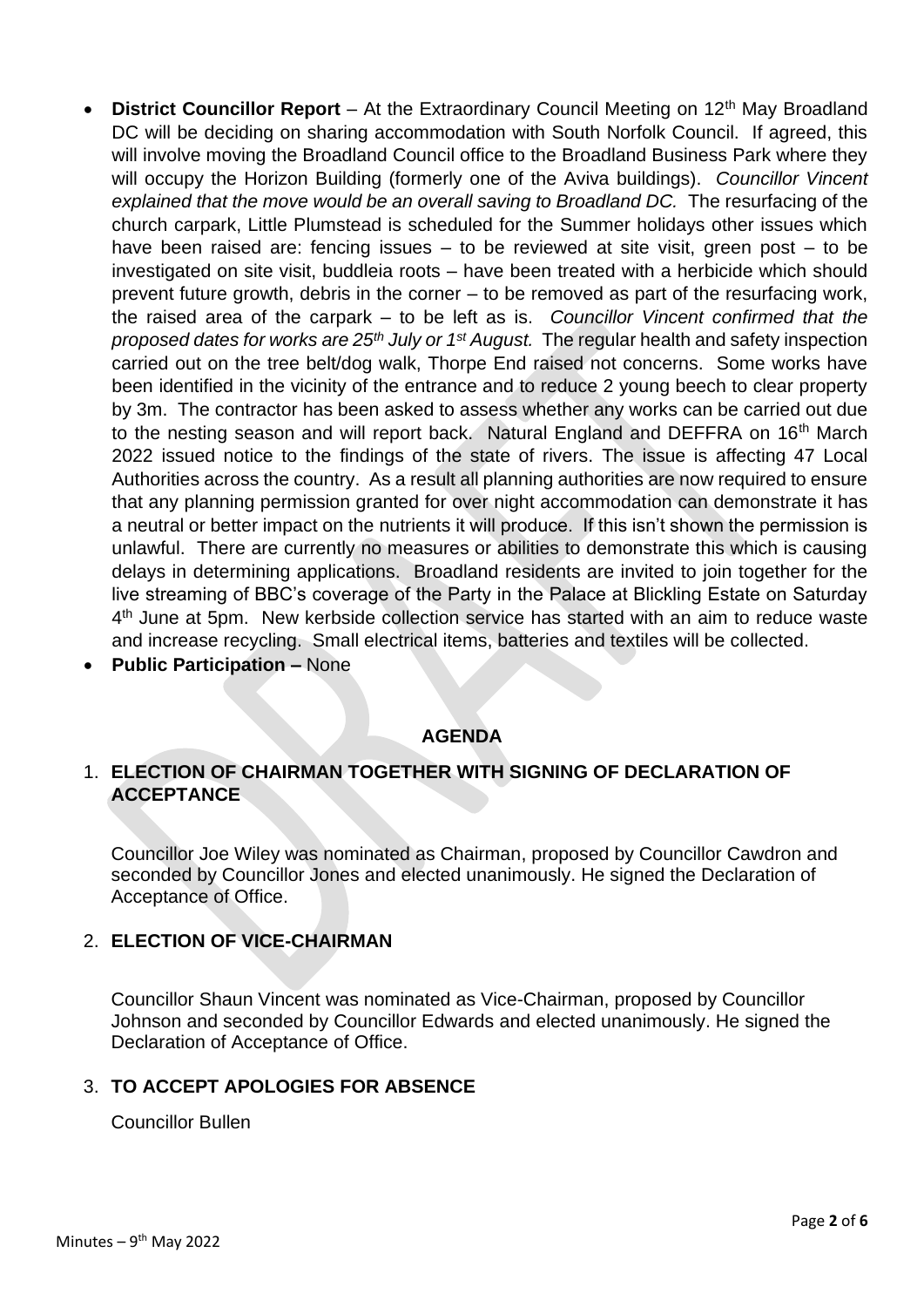- **District Councillor Report** – At the Extraordinary Council Meeting on 12th May Broadland DC will be deciding on sharing accommodation with South Norfolk Council. If agreed, this will involve moving the Broadland Council office to the Broadland Business Park where they will occupy the Horizon Building (formerly one of the Aviva buildings). *Councillor Vincent explained that the move would be an overall saving to Broadland DC.* The resurfacing of the church carpark, Little Plumstead is scheduled for the Summer holidays other issues which have been raised are: fencing issues – to be reviewed at site visit, green post – to be investigated on site visit, buddleia roots – have been treated with a herbicide which should prevent future growth, debris in the corner – to be removed as part of the resurfacing work, the raised area of the carpark – to be left as is. *Councillor Vincent confirmed that the proposed dates for works are 25th July or 1st August.* The regular health and safety inspection carried out on the tree belt/dog walk, Thorpe End raised not concerns. Some works have been identified in the vicinity of the entrance and to reduce 2 young beech to clear property by 3m. The contractor has been asked to assess whether any works can be carried out due to the nesting season and will report back. Natural England and DEFFRA on 16th March 2022 issued notice to the findings of the state of rivers. The issue is affecting 47 Local Authorities across the country. As a result all planning authorities are now required to ensure that any planning permission granted for over night accommodation can demonstrate it has a neutral or better impact on the nutrients it will produce. If this isn't shown the permission is unlawful. There are currently no measures or abilities to demonstrate this which is causing delays in determining applications. Broadland residents are invited to join together for the live streaming of BBC's coverage of the Party in the Palace at Blickling Estate on Saturday 4th June at 5pm. New kerbside collection service has started with an aim to reduce waste and increase recycling. Small electrical items, batteries and textiles will be collected.
- **Public Participation –** None

## AGENDA

### 1. ELECTION OF CHAIRMAN TOGETHER WITH SIGNING OF DECLARATION OF ACCEPTANCE

Councillor Joe Wiley was nominated as Chairman, proposed by Councillor Cawdron and seconded by Councillor Jones and elected unanimously. He signed the Declaration of Acceptance of Office.

### 2. ELECTION OF VICE-CHAIRMAN

Councillor Shaun Vincent was nominated as Vice-Chairman, proposed by Councillor Johnson and seconded by Councillor Edwards and elected unanimously. He signed the Declaration of Acceptance of Office.

### 3. TO ACCEPT APOLOGIES FOR ABSENCE

Councillor Bullen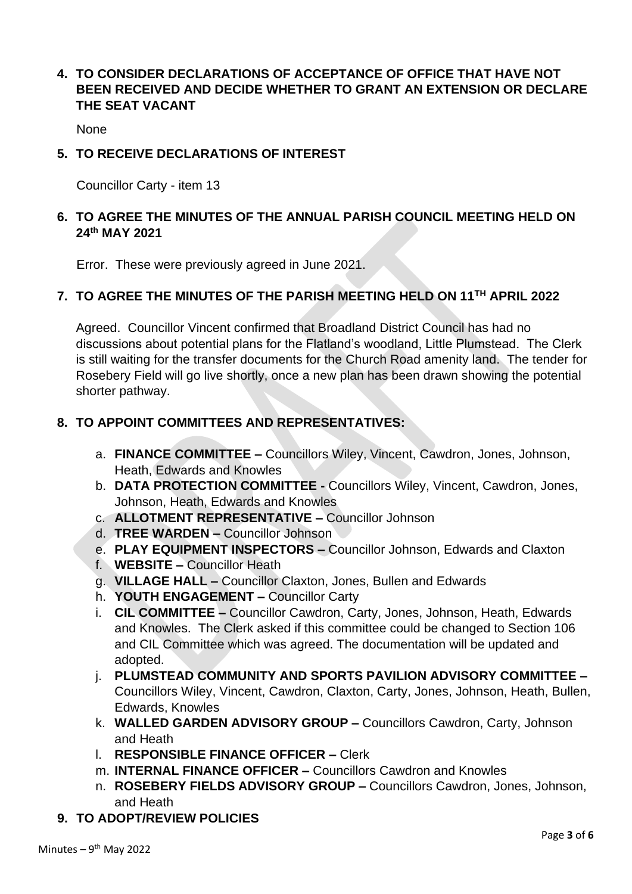## 4. TO CONSIDER DECLARATIONS OF ACCEPTANCE OF OFFICE THAT HAVE NOT BEEN RECEIVED AND DECIDE WHETHER TO GRANT AN EXTENSION OR DECLARE THE SEAT VACANT

None

## 5. TO RECEIVE DECLARATIONS OF INTEREST

Councillor Carty - item 13

## 6. TO AGREE THE MINUTES OF THE ANNUAL PARISH COUNCIL MEETING HELD ON 24th MAY 2021

Error. These were previously agreed in June 2021.

## 7. TO AGREE THE MINUTES OF THE PARISH MEETING HELD ON 11TH APRIL 2022

Agreed. Councillor Vincent confirmed that Broadland District Council has had no discussions about potential plans for the Flatland's woodland, Little Plumstead. The Clerk is still waiting for the transfer documents for the Church Road amenity land. The tender for Rosebery Field will go live shortly, once a new plan has been drawn showing the potential shorter pathway.

## 8. TO APPOINT COMMITTEES AND REPRESENTATIVES:

a. **FINANCE COMMITTEE –** Councillors Wiley, Vincent, Cawdron, Jones, Johnson, Heath, Edwards and Knowles
b. **DATA PROTECTION COMMITTEE -** Councillors Wiley, Vincent, Cawdron, Jones, Johnson, Heath, Edwards and Knowles
c. **ALLOTMENT REPRESENTATIVE –** Councillor Johnson
d. **TREE WARDEN –** Councillor Johnson
e. **PLAY EQUIPMENT INSPECTORS –** Councillor Johnson, Edwards and Claxton
f. **WEBSITE –** Councillor Heath
g. **VILLAGE HALL –** Councillor Claxton, Jones, Bullen and Edwards
h. **YOUTH ENGAGEMENT –** Councillor Carty
i. **CIL COMMITTEE –** Councillor Cawdron, Carty, Jones, Johnson, Heath, Edwards and Knowles. The Clerk asked if this committee could be changed to Section 106 and CIL Committee which was agreed. The documentation will be updated and adopted.
j. **PLUMSTEAD COMMUNITY AND SPORTS PAVILION ADVISORY COMMITTEE –** Councillors Wiley, Vincent, Cawdron, Claxton, Carty, Jones, Johnson, Heath, Bullen, Edwards, Knowles
k. **WALLED GARDEN ADVISORY GROUP –** Councillors Cawdron, Carty, Johnson and Heath
l. **RESPONSIBLE FINANCE OFFICER –** Clerk
m. **INTERNAL FINANCE OFFICER –** Councillors Cawdron and Knowles
n. **ROSEBERY FIELDS ADVISORY GROUP –** Councillors Cawdron, Jones, Johnson, and Heath

## 9. TO ADOPT/REVIEW POLICIES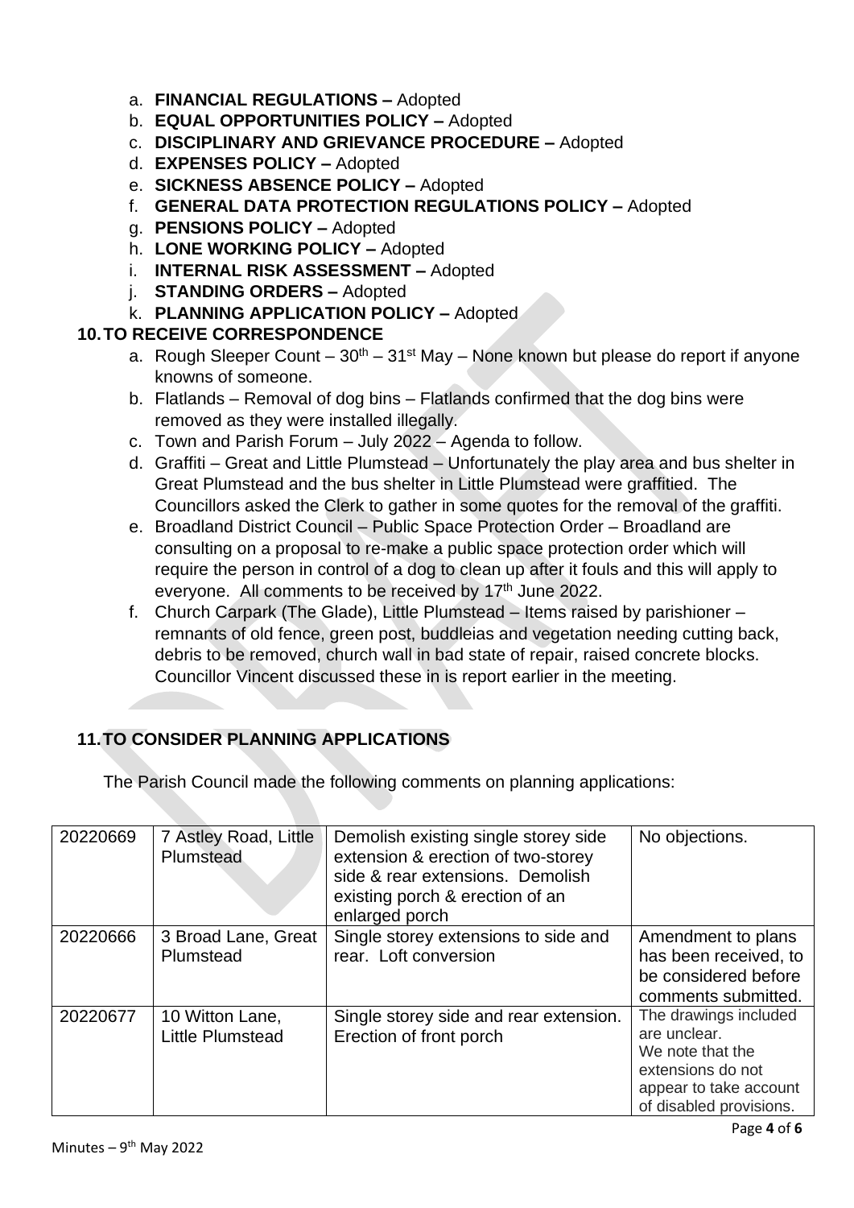a. **FINANCIAL REGULATIONS –** Adopted
b. **EQUAL OPPORTUNITIES POLICY –** Adopted
c. **DISCIPLINARY AND GRIEVANCE PROCEDURE –** Adopted
d. **EXPENSES POLICY –** Adopted
e. **SICKNESS ABSENCE POLICY –** Adopted
f. **GENERAL DATA PROTECTION REGULATIONS POLICY –** Adopted
g. **PENSIONS POLICY –** Adopted
h. **LONE WORKING POLICY –** Adopted
i. **INTERNAL RISK ASSESSMENT –** Adopted
j. **STANDING ORDERS –** Adopted
k. **PLANNING APPLICATION POLICY –** Adopted

**10. TO RECEIVE CORRESPONDENCE**

a. Rough Sleeper Count – 30th – 31st May – None known but please do report if anyone knowns of someone.
b. Flatlands – Removal of dog bins – Flatlands confirmed that the dog bins were removed as they were installed illegally.
c. Town and Parish Forum – July 2022 – Agenda to follow.
d. Graffiti – Great and Little Plumstead – Unfortunately the play area and bus shelter in Great Plumstead and the bus shelter in Little Plumstead were graffitied. The Councillors asked the Clerk to gather in some quotes for the removal of the graffiti.
e. Broadland District Council – Public Space Protection Order – Broadland are consulting on a proposal to re-make a public space protection order which will require the person in control of a dog to clean up after it fouls and this will apply to everyone. All comments to be received by 17th June 2022.
f. Church Carpark (The Glade), Little Plumstead – Items raised by parishioner – remnants of old fence, green post, buddleias and vegetation needing cutting back, debris to be removed, church wall in bad state of repair, raised concrete blocks. Councillor Vincent discussed these in is report earlier in the meeting.

**11. TO CONSIDER PLANNING APPLICATIONS**

The Parish Council made the following comments on planning applications:

| | | | |
|---|---|---|---|
| 20220669 | 7 Astley Road, Little Plumstead | Demolish existing single storey side extension & erection of two-storey side & rear extensions. Demolish existing porch & erection of an enlarged porch | No objections. |
| 20220666 | 3 Broad Lane, Great Plumstead | Single storey extensions to side and rear. Loft conversion | Amendment to plans has been received, to be considered before comments submitted. |
| 20220677 | 10 Witton Lane, Little Plumstead | Single storey side and rear extension. Erection of front porch | The drawings included are unclear. We note that the extensions do not appear to take account of disabled provisions. |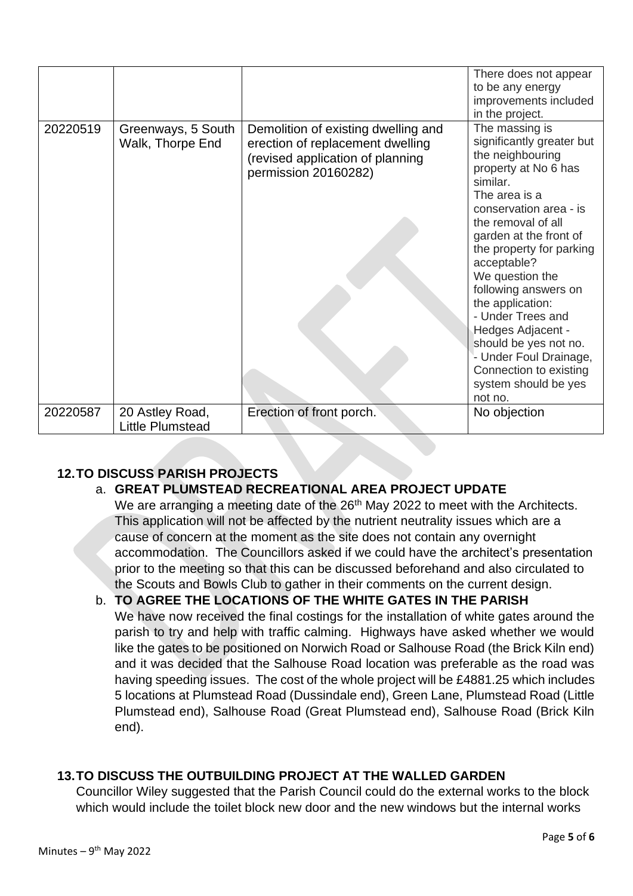| | | | There does not appear to be any energy improvements included in the project. |
|---|---|---|---|
| 20220519 | Greenways, 5 South Walk, Thorpe End | Demolition of existing dwelling and erection of replacement dwelling (revised application of planning permission 20160282) | The massing is significantly greater but the neighbouring property at No 6 has similar.<br>The area is a conservation area - is the removal of all garden at the front of the property for parking acceptable?<br>We question the following answers on the application:<br>- Under Trees and Hedges Adjacent - should be yes not no.<br>- Under Foul Drainage, Connection to existing system should be yes not no. |
| 20220587 | 20 Astley Road, Little Plumstead | Erection of front porch. | No objection |

## 12. TO DISCUSS PARISH PROJECTS

a. **GREAT PLUMSTEAD RECREATIONAL AREA PROJECT UPDATE**

We are arranging a meeting date of the 26th May 2022 to meet with the Architects. This application will not be affected by the nutrient neutrality issues which are a cause of concern at the moment as the site does not contain any overnight accommodation. The Councillors asked if we could have the architect's presentation prior to the meeting so that this can be discussed beforehand and also circulated to the Scouts and Bowls Club to gather in their comments on the current design.

b. **TO AGREE THE LOCATIONS OF THE WHITE GATES IN THE PARISH**

We have now received the final costings for the installation of white gates around the parish to try and help with traffic calming. Highways have asked whether we would like the gates to be positioned on Norwich Road or Salhouse Road (the Brick Kiln end) and it was decided that the Salhouse Road location was preferable as the road was having speeding issues. The cost of the whole project will be £4881.25 which includes 5 locations at Plumstead Road (Dussindale end), Green Lane, Plumstead Road (Little Plumstead end), Salhouse Road (Great Plumstead end), Salhouse Road (Brick Kiln end).

## 13. TO DISCUSS THE OUTBUILDING PROJECT AT THE WALLED GARDEN

Councillor Wiley suggested that the Parish Council could do the external works to the block which would include the toilet block new door and the new windows but the internal works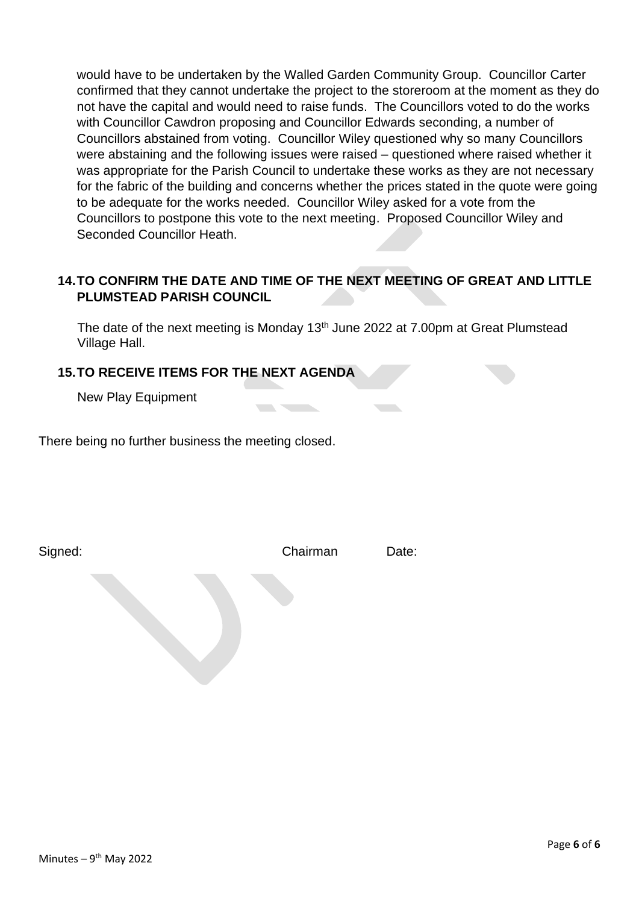would have to be undertaken by the Walled Garden Community Group. Councillor Carter confirmed that they cannot undertake the project to the storeroom at the moment as they do not have the capital and would need to raise funds. The Councillors voted to do the works with Councillor Cawdron proposing and Councillor Edwards seconding, a number of Councillors abstained from voting. Councillor Wiley questioned why so many Councillors were abstaining and the following issues were raised – questioned where raised whether it was appropriate for the Parish Council to undertake these works as they are not necessary for the fabric of the building and concerns whether the prices stated in the quote were going to be adequate for the works needed. Councillor Wiley asked for a vote from the Councillors to postpone this vote to the next meeting. Proposed Councillor Wiley and Seconded Councillor Heath.

## 14. TO CONFIRM THE DATE AND TIME OF THE NEXT MEETING OF GREAT AND LITTLE PLUMSTEAD PARISH COUNCIL

The date of the next meeting is Monday 13th June 2022 at 7.00pm at Great Plumstead Village Hall.

## 15. TO RECEIVE ITEMS FOR THE NEXT AGENDA

New Play Equipment

There being no further business the meeting closed.

Signed: Chairman Date: